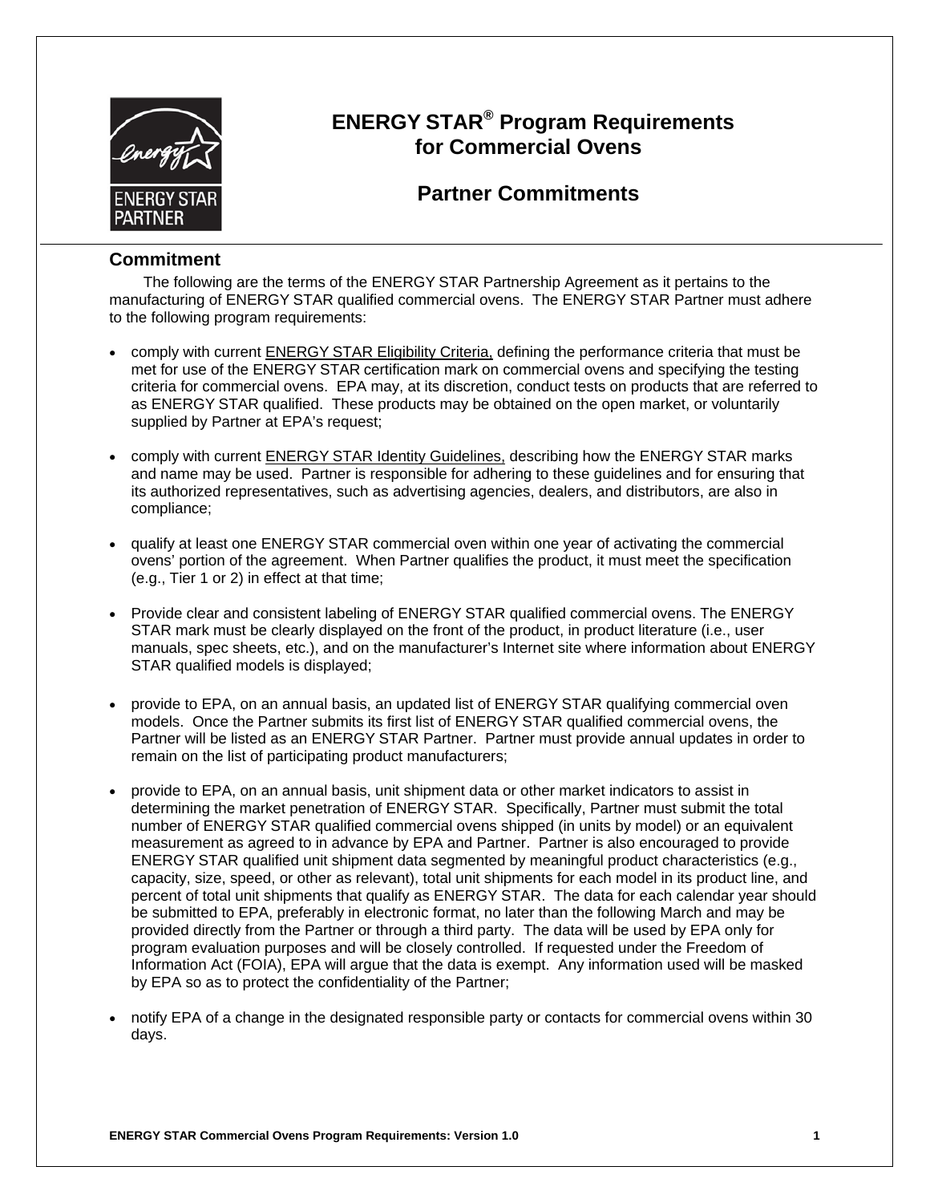# ENERGY STAR® Program Requirements for Commercial Ovens

## Partner Commitments

### Commitment

The following are the terms of the ENERGY STAR Partnership Agreement as it pertains to the manufacturing of ENERGY STAR qualified commercial ovens. The ENERGY STAR Partner must adhere to the following program requirements:

- comply with current ENERGY STAR Eligibility Criteria, defining the performance criteria that must be met for use of the ENERGY STAR certification mark on commercial ovens and specifying the testing criteria for commercial ovens. EPA may, at its discretion, conduct tests on products that are referred to as ENERGY STAR qualified. These products may be obtained on the open market, or voluntarily supplied by Partner at EPA's request;

- comply with current ENERGY STAR Identity Guidelines, describing how the ENERGY STAR marks and name may be used. Partner is responsible for adhering to these guidelines and for ensuring that its authorized representatives, such as advertising agencies, dealers, and distributors, are also in compliance;

- qualify at least one ENERGY STAR commercial oven within one year of activating the commercial ovens' portion of the agreement. When Partner qualifies the product, it must meet the specification (e.g., Tier 1 or 2) in effect at that time;

- Provide clear and consistent labeling of ENERGY STAR qualified commercial ovens. The ENERGY STAR mark must be clearly displayed on the front of the product, in product literature (i.e., user manuals, spec sheets, etc.), and on the manufacturer's Internet site where information about ENERGY STAR qualified models is displayed;

- provide to EPA, on an annual basis, an updated list of ENERGY STAR qualifying commercial oven models. Once the Partner submits its first list of ENERGY STAR qualified commercial ovens, the Partner will be listed as an ENERGY STAR Partner. Partner must provide annual updates in order to remain on the list of participating product manufacturers;

- provide to EPA, on an annual basis, unit shipment data or other market indicators to assist in determining the market penetration of ENERGY STAR. Specifically, Partner must submit the total number of ENERGY STAR qualified commercial ovens shipped (in units by model) or an equivalent measurement as agreed to in advance by EPA and Partner. Partner is also encouraged to provide ENERGY STAR qualified unit shipment data segmented by meaningful product characteristics (e.g., capacity, size, speed, or other as relevant), total unit shipments for each model in its product line, and percent of total unit shipments that qualify as ENERGY STAR. The data for each calendar year should be submitted to EPA, preferably in electronic format, no later than the following March and may be provided directly from the Partner or through a third party. The data will be used by EPA only for program evaluation purposes and will be closely controlled. If requested under the Freedom of Information Act (FOIA), EPA will argue that the data is exempt. Any information used will be masked by EPA so as to protect the confidentiality of the Partner;

- notify EPA of a change in the designated responsible party or contacts for commercial ovens within 30 days.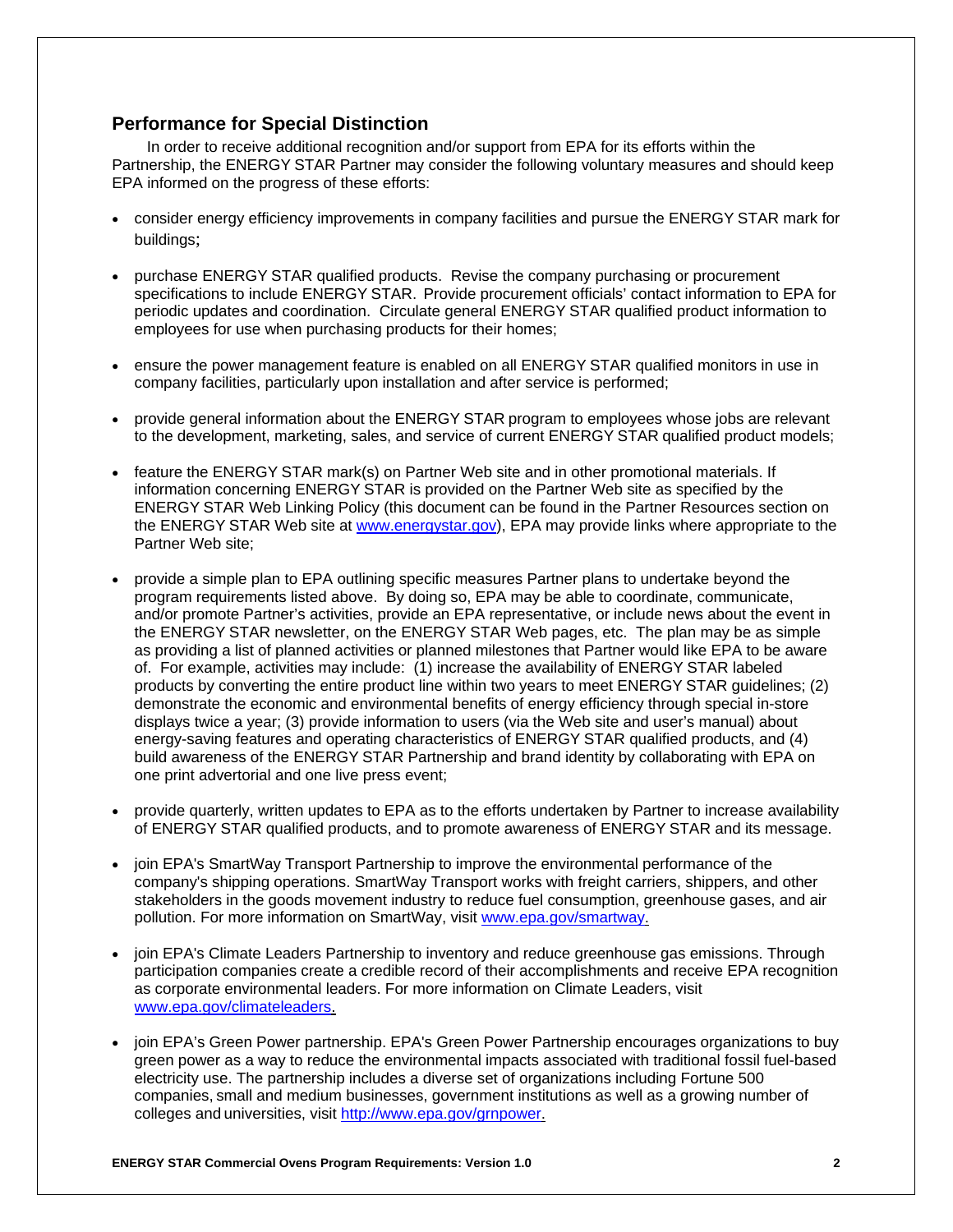## Performance for Special Distinction

In order to receive additional recognition and/or support from EPA for its efforts within the Partnership, the ENERGY STAR Partner may consider the following voluntary measures and should keep EPA informed on the progress of these efforts:

- consider energy efficiency improvements in company facilities and pursue the ENERGY STAR mark for buildings;
- purchase ENERGY STAR qualified products. Revise the company purchasing or procurement specifications to include ENERGY STAR. Provide procurement officials' contact information to EPA for periodic updates and coordination. Circulate general ENERGY STAR qualified product information to employees for use when purchasing products for their homes;
- ensure the power management feature is enabled on all ENERGY STAR qualified monitors in use in company facilities, particularly upon installation and after service is performed;
- provide general information about the ENERGY STAR program to employees whose jobs are relevant to the development, marketing, sales, and service of current ENERGY STAR qualified product models;
- feature the ENERGY STAR mark(s) on Partner Web site and in other promotional materials. If information concerning ENERGY STAR is provided on the Partner Web site as specified by the ENERGY STAR Web Linking Policy (this document can be found in the Partner Resources section on the ENERGY STAR Web site at www.energystar.gov), EPA may provide links where appropriate to the Partner Web site;
- provide a simple plan to EPA outlining specific measures Partner plans to undertake beyond the program requirements listed above. By doing so, EPA may be able to coordinate, communicate, and/or promote Partner's activities, provide an EPA representative, or include news about the event in the ENERGY STAR newsletter, on the ENERGY STAR Web pages, etc. The plan may be as simple as providing a list of planned activities or planned milestones that Partner would like EPA to be aware of. For example, activities may include: (1) increase the availability of ENERGY STAR labeled products by converting the entire product line within two years to meet ENERGY STAR guidelines; (2) demonstrate the economic and environmental benefits of energy efficiency through special in-store displays twice a year; (3) provide information to users (via the Web site and user's manual) about energy-saving features and operating characteristics of ENERGY STAR qualified products, and (4) build awareness of the ENERGY STAR Partnership and brand identity by collaborating with EPA on one print advertorial and one live press event;
- provide quarterly, written updates to EPA as to the efforts undertaken by Partner to increase availability of ENERGY STAR qualified products, and to promote awareness of ENERGY STAR and its message.
- join EPA's SmartWay Transport Partnership to improve the environmental performance of the company's shipping operations. SmartWay Transport works with freight carriers, shippers, and other stakeholders in the goods movement industry to reduce fuel consumption, greenhouse gases, and air pollution. For more information on SmartWay, visit www.epa.gov/smartway.
- join EPA's Climate Leaders Partnership to inventory and reduce greenhouse gas emissions. Through participation companies create a credible record of their accomplishments and receive EPA recognition as corporate environmental leaders. For more information on Climate Leaders, visit www.epa.gov/climateleaders.
- join EPA's Green Power partnership. EPA's Green Power Partnership encourages organizations to buy green power as a way to reduce the environmental impacts associated with traditional fossil fuel-based electricity use. The partnership includes a diverse set of organizations including Fortune 500 companies, small and medium businesses, government institutions as well as a growing number of colleges and universities, visit http://www.epa.gov/grnpower.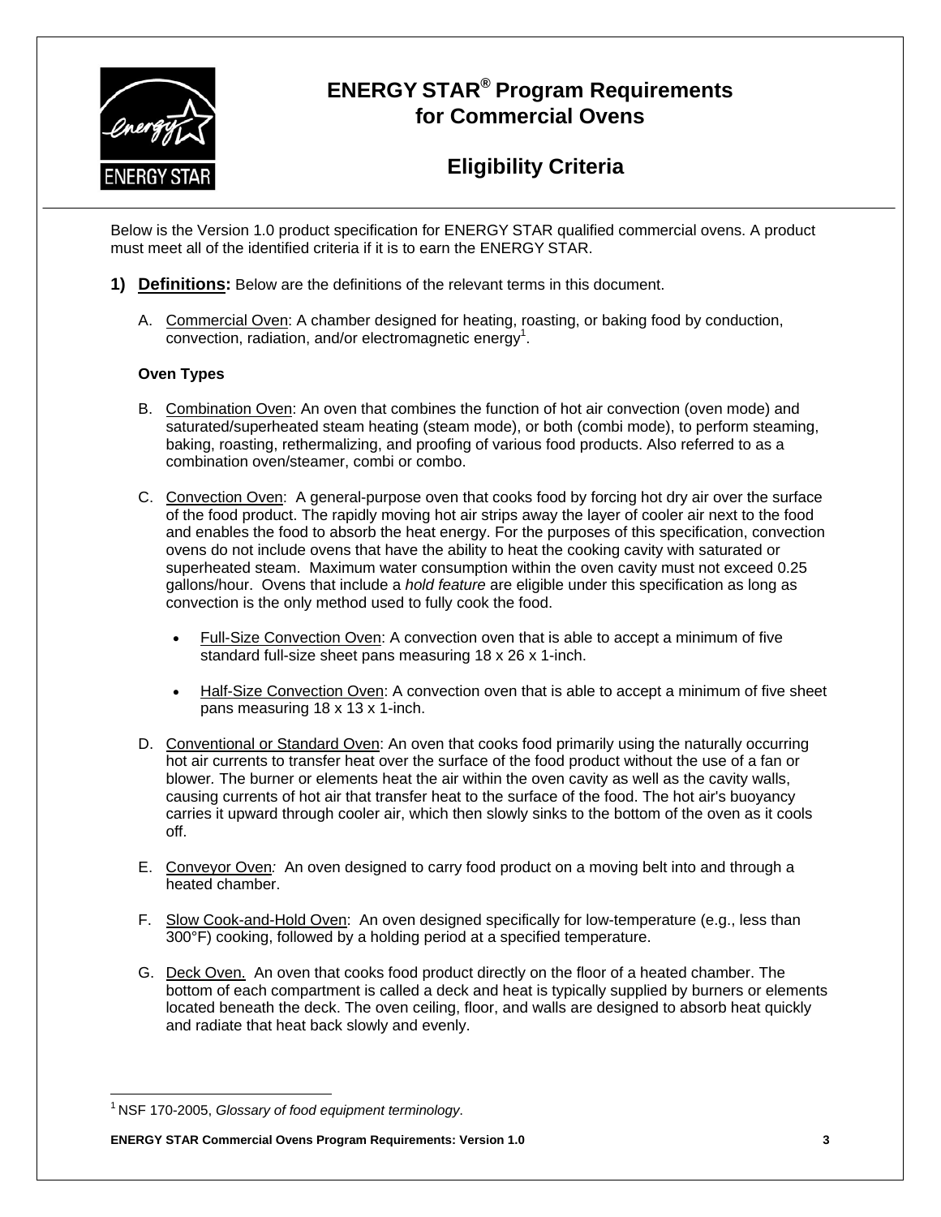# ENERGY STAR® Program Requirements for Commercial Ovens

## Eligibility Criteria

Below is the Version 1.0 product specification for ENERGY STAR qualified commercial ovens. A product must meet all of the identified criteria if it is to earn the ENERGY STAR.

**1) Definitions:** Below are the definitions of the relevant terms in this document.

A. Commercial Oven: A chamber designed for heating, roasting, or baking food by conduction, convection, radiation, and/or electromagnetic energy[1].

**Oven Types**

B. Combination Oven: An oven that combines the function of hot air convection (oven mode) and saturated/superheated steam heating (steam mode), or both (combi mode), to perform steaming, baking, roasting, rethermalizing, and proofing of various food products. Also referred to as a combination oven/steamer, combi or combo.

C. Convection Oven: A general-purpose oven that cooks food by forcing hot dry air over the surface of the food product. The rapidly moving hot air strips away the layer of cooler air next to the food and enables the food to absorb the heat energy. For the purposes of this specification, convection ovens do not include ovens that have the ability to heat the cooking cavity with saturated or superheated steam. Maximum water consumption within the oven cavity must not exceed 0.25 gallons/hour. Ovens that include a *hold feature* are eligible under this specification as long as convection is the only method used to fully cook the food.

- Full-Size Convection Oven: A convection oven that is able to accept a minimum of five standard full-size sheet pans measuring 18 x 26 x 1-inch.
- Half-Size Convection Oven: A convection oven that is able to accept a minimum of five sheet pans measuring 18 x 13 x 1-inch.

D. Conventional or Standard Oven: An oven that cooks food primarily using the naturally occurring hot air currents to transfer heat over the surface of the food product without the use of a fan or blower. The burner or elements heat the air within the oven cavity as well as the cavity walls, causing currents of hot air that transfer heat to the surface of the food. The hot air's buoyancy carries it upward through cooler air, which then slowly sinks to the bottom of the oven as it cools off.

E. Conveyor Oven: An oven designed to carry food product on a moving belt into and through a heated chamber.

F. Slow Cook-and-Hold Oven: An oven designed specifically for low-temperature (e.g., less than 300°F) cooking, followed by a holding period at a specified temperature.

G. Deck Oven. An oven that cooks food product directly on the floor of a heated chamber. The bottom of each compartment is called a deck and heat is typically supplied by burners or elements located beneath the deck. The oven ceiling, floor, and walls are designed to absorb heat quickly and radiate that heat back slowly and evenly.

---

[1] NSF 170-2005, *Glossary of food equipment terminology*.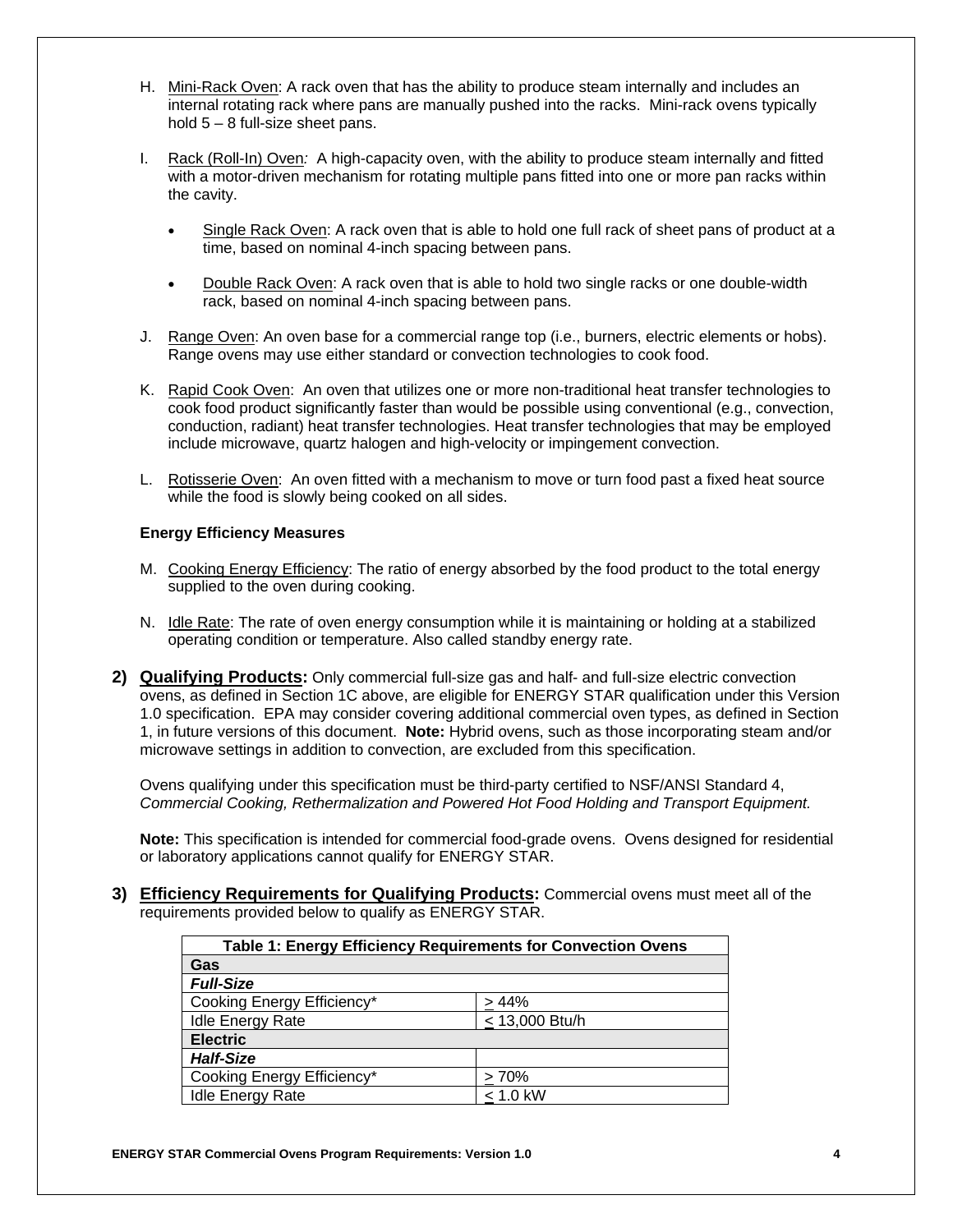H. Mini-Rack Oven: A rack oven that has the ability to produce steam internally and includes an internal rotating rack where pans are manually pushed into the racks. Mini-rack ovens typically hold 5 – 8 full-size sheet pans.

I. Rack (Roll-In) Oven*:* A high-capacity oven, with the ability to produce steam internally and fitted with a motor-driven mechanism for rotating multiple pans fitted into one or more pan racks within the cavity.

- Single Rack Oven: A rack oven that is able to hold one full rack of sheet pans of product at a time, based on nominal 4-inch spacing between pans.

- Double Rack Oven: A rack oven that is able to hold two single racks or one double-width rack, based on nominal 4-inch spacing between pans.

J. Range Oven: An oven base for a commercial range top (i.e., burners, electric elements or hobs). Range ovens may use either standard or convection technologies to cook food.

K. Rapid Cook Oven: An oven that utilizes one or more non-traditional heat transfer technologies to cook food product significantly faster than would be possible using conventional (e.g., convection, conduction, radiant) heat transfer technologies. Heat transfer technologies that may be employed include microwave, quartz halogen and high-velocity or impingement convection.

L. Rotisserie Oven: An oven fitted with a mechanism to move or turn food past a fixed heat source while the food is slowly being cooked on all sides.

**Energy Efficiency Measures**

M. Cooking Energy Efficiency: The ratio of energy absorbed by the food product to the total energy supplied to the oven during cooking.

N. Idle Rate: The rate of oven energy consumption while it is maintaining or holding at a stabilized operating condition or temperature. Also called standby energy rate.

**2) Qualifying Products:** Only commercial full-size gas and half- and full-size electric convection ovens, as defined in Section 1C above, are eligible for ENERGY STAR qualification under this Version 1.0 specification. EPA may consider covering additional commercial oven types, as defined in Section 1, in future versions of this document. **Note:** Hybrid ovens, such as those incorporating steam and/or microwave settings in addition to convection, are excluded from this specification.

Ovens qualifying under this specification must be third-party certified to NSF/ANSI Standard 4, *Commercial Cooking, Rethermalization and Powered Hot Food Holding and Transport Equipment.*

**Note:** This specification is intended for commercial food-grade ovens. Ovens designed for residential or laboratory applications cannot qualify for ENERGY STAR.

**3) Efficiency Requirements for Qualifying Products:** Commercial ovens must meet all of the requirements provided below to qualify as ENERGY STAR.

| Table 1: Energy Efficiency Requirements for Convection Ovens | |
|---|---|
| **Gas** | |
| ***Full-Size*** | |
| Cooking Energy Efficiency* | ≥ 44% |
| Idle Energy Rate | ≤ 13,000 Btu/h |
| **Electric** | |
| ***Half-Size*** | |
| Cooking Energy Efficiency* | ≥ 70% |
| Idle Energy Rate | ≤ 1.0 kW |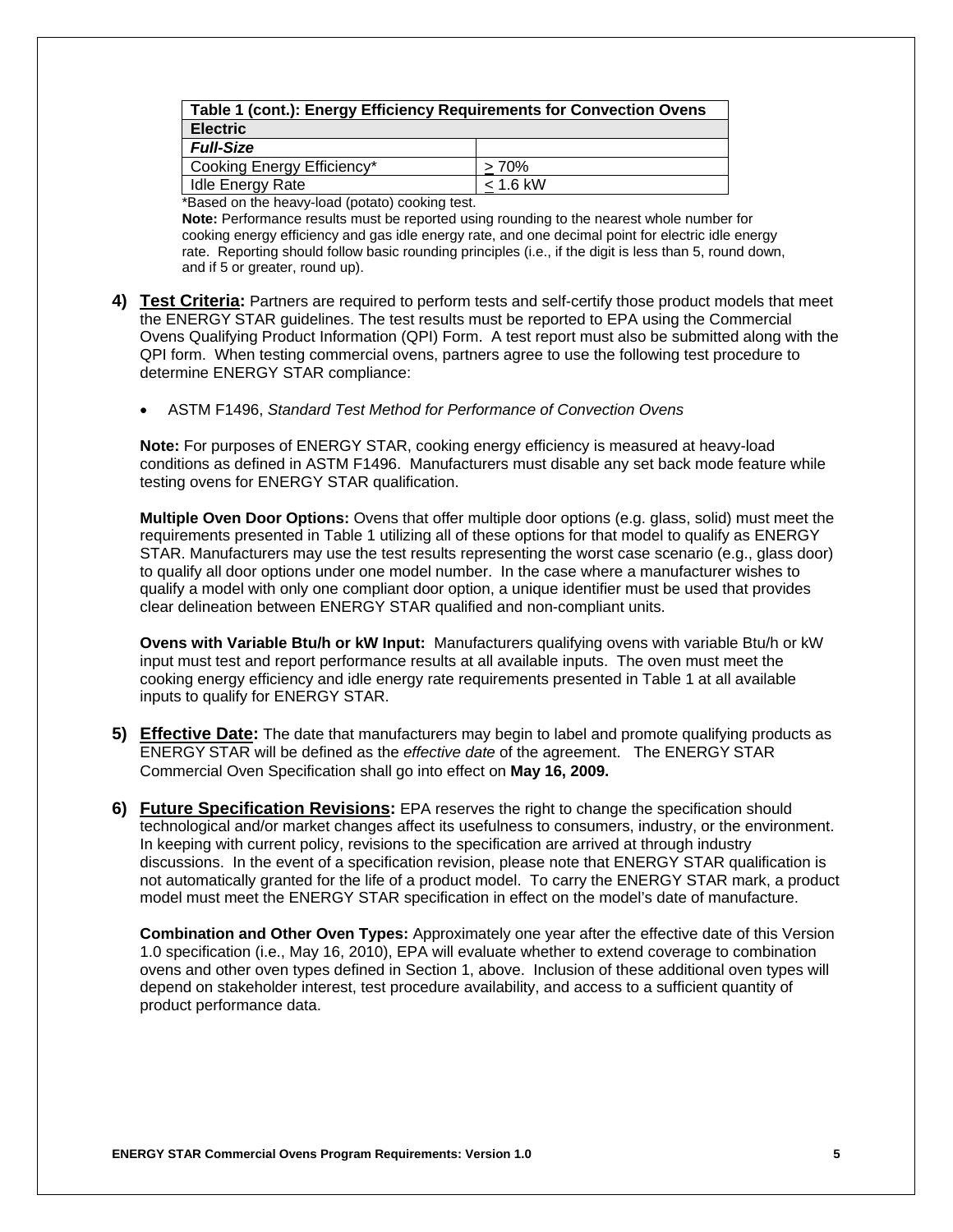| Table 1 (cont.): Energy Efficiency Requirements for Convection Ovens | |
|---|---|
| **Electric** | |
| ***Full-Size*** | |
| Cooking Energy Efficiency* | ≥ 70% |
| Idle Energy Rate | ≤ 1.6 kW |

*Based on the heavy-load (potato) cooking test.

**Note:** Performance results must be reported using rounding to the nearest whole number for cooking energy efficiency and gas idle energy rate, and one decimal point for electric idle energy rate. Reporting should follow basic rounding principles (i.e., if the digit is less than 5, round down, and if 5 or greater, round up).

**4) Test Criteria:** Partners are required to perform tests and self-certify those product models that meet the ENERGY STAR guidelines. The test results must be reported to EPA using the Commercial Ovens Qualifying Product Information (QPI) Form. A test report must also be submitted along with the QPI form. When testing commercial ovens, partners agree to use the following test procedure to determine ENERGY STAR compliance:

- ASTM F1496, *Standard Test Method for Performance of Convection Ovens*

**Note:** For purposes of ENERGY STAR, cooking energy efficiency is measured at heavy-load conditions as defined in ASTM F1496. Manufacturers must disable any set back mode feature while testing ovens for ENERGY STAR qualification.

**Multiple Oven Door Options:** Ovens that offer multiple door options (e.g. glass, solid) must meet the requirements presented in Table 1 utilizing all of these options for that model to qualify as ENERGY STAR. Manufacturers may use the test results representing the worst case scenario (e.g., glass door) to qualify all door options under one model number. In the case where a manufacturer wishes to qualify a model with only one compliant door option, a unique identifier must be used that provides clear delineation between ENERGY STAR qualified and non-compliant units.

**Ovens with Variable Btu/h or kW Input:** Manufacturers qualifying ovens with variable Btu/h or kW input must test and report performance results at all available inputs. The oven must meet the cooking energy efficiency and idle energy rate requirements presented in Table 1 at all available inputs to qualify for ENERGY STAR.

**5) Effective Date:** The date that manufacturers may begin to label and promote qualifying products as ENERGY STAR will be defined as the *effective date* of the agreement. The ENERGY STAR Commercial Oven Specification shall go into effect on **May 16, 2009.**

**6) Future Specification Revisions:** EPA reserves the right to change the specification should technological and/or market changes affect its usefulness to consumers, industry, or the environment. In keeping with current policy, revisions to the specification are arrived at through industry discussions. In the event of a specification revision, please note that ENERGY STAR qualification is not automatically granted for the life of a product model. To carry the ENERGY STAR mark, a product model must meet the ENERGY STAR specification in effect on the model's date of manufacture.

**Combination and Other Oven Types:** Approximately one year after the effective date of this Version 1.0 specification (i.e., May 16, 2010), EPA will evaluate whether to extend coverage to combination ovens and other oven types defined in Section 1, above. Inclusion of these additional oven types will depend on stakeholder interest, test procedure availability, and access to a sufficient quantity of product performance data.